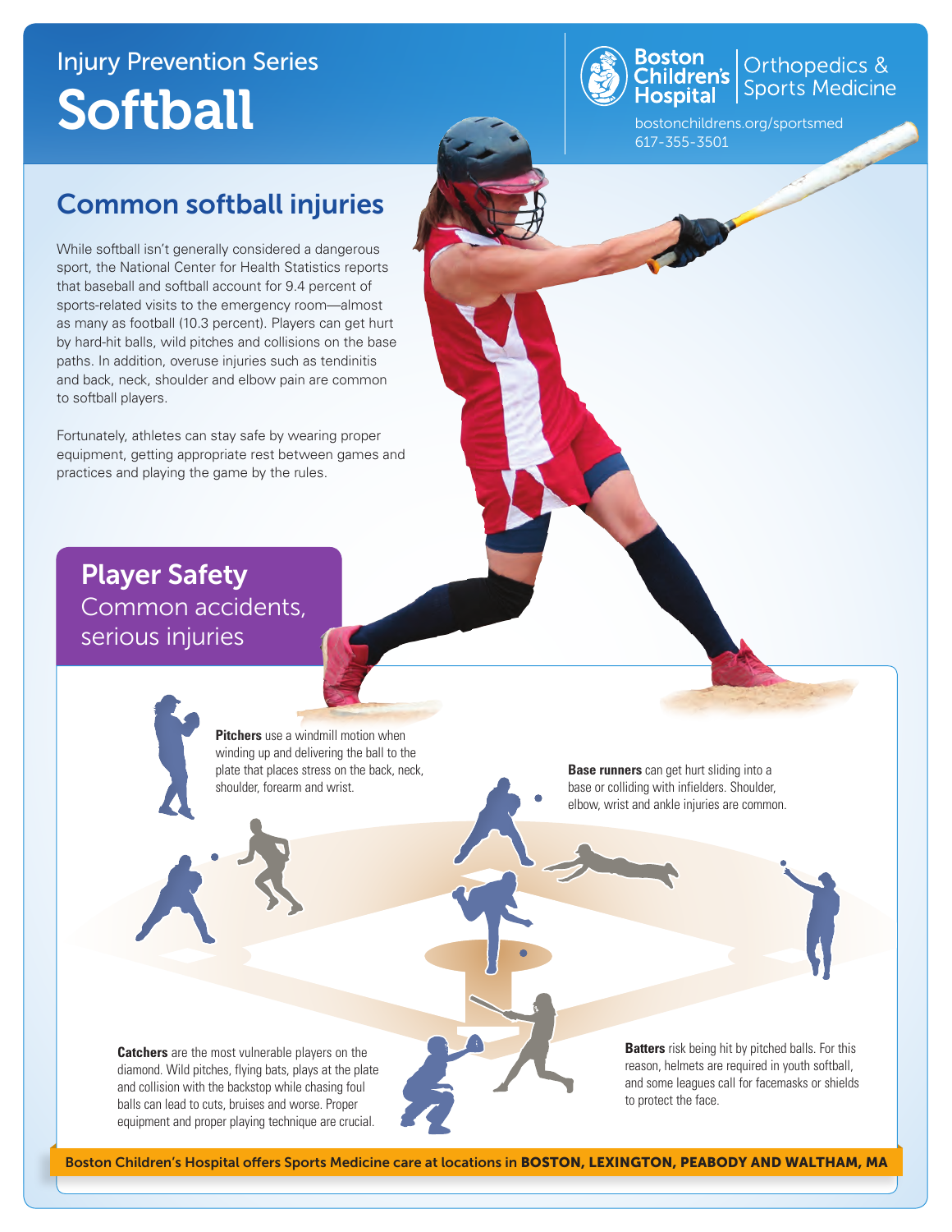Injury Prevention Series

# Softball

Boston Children's Hospital | Orthopedics & Sports Medicine

bostonchildrens.org/sportsmed
617-355-3501

## Common softball injuries

While softball isn't generally considered a dangerous sport, the National Center for Health Statistics reports that baseball and softball account for 9.4 percent of sports-related visits to the emergency room—almost as many as football (10.3 percent). Players can get hurt by hard-hit balls, wild pitches and collisions on the base paths. In addition, overuse injuries such as tendinitis and back, neck, shoulder and elbow pain are common to softball players.

Fortunately, athletes can stay safe by wearing proper equipment, getting appropriate rest between games and practices and playing the game by the rules.

## Player Safety

### Common accidents, serious injuries

**Pitchers** use a windmill motion when winding up and delivering the ball to the plate that places stress on the back, neck, shoulder, forearm and wrist.

**Base runners** can get hurt sliding into a base or colliding with infielders. Shoulder, elbow, wrist and ankle injuries are common.

**Catchers** are the most vulnerable players on the diamond. Wild pitches, flying bats, plays at the plate and collision with the backstop while chasing foul balls can lead to cuts, bruises and worse. Proper equipment and proper playing technique are crucial.

**Batters** risk being hit by pitched balls. For this reason, helmets are required in youth softball, and some leagues call for facemasks or shields to protect the face.

Boston Children's Hospital offers Sports Medicine care at locations in **BOSTON, LEXINGTON, PEABODY AND WALTHAM, MA**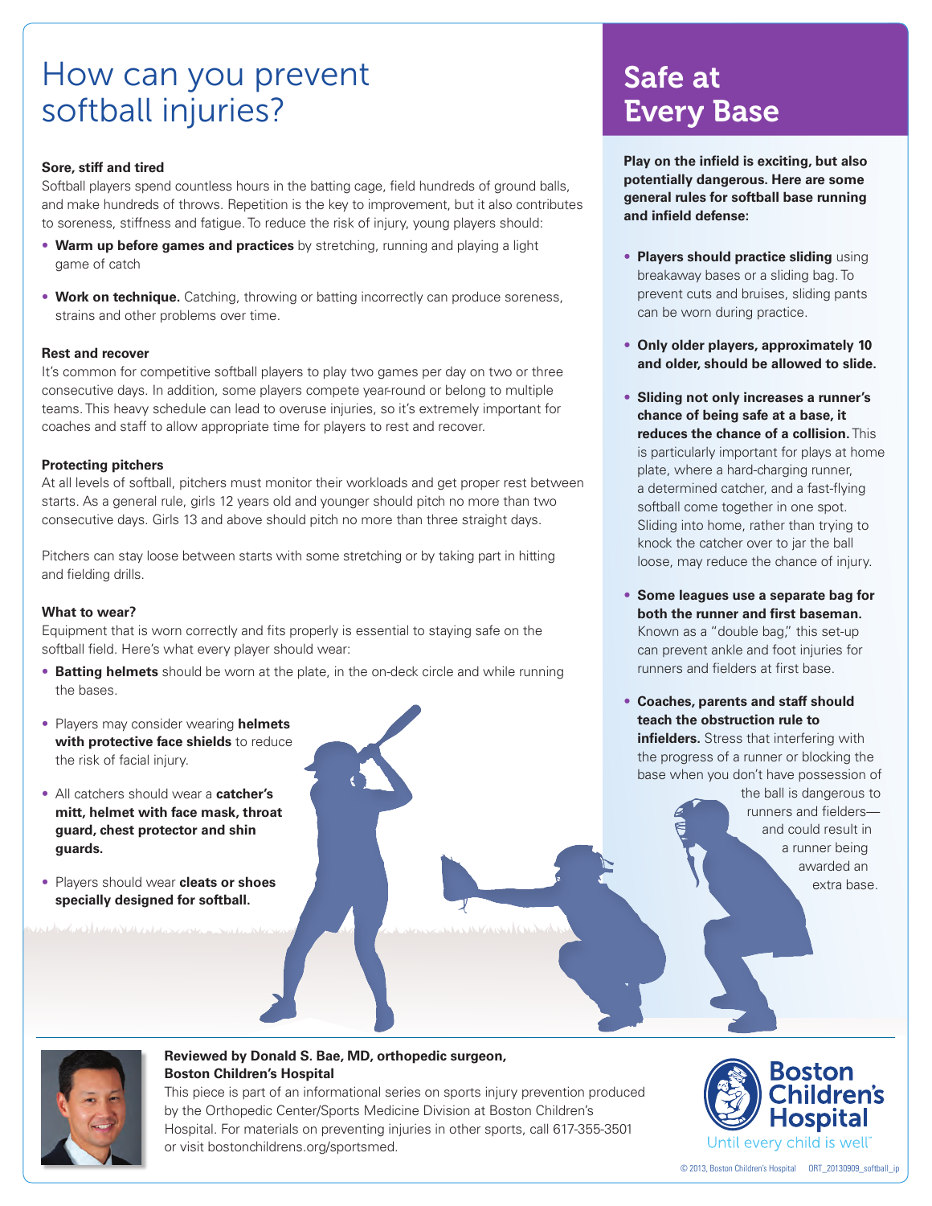# How can you prevent softball injuries?

### Sore, stiff and tired

Softball players spend countless hours in the batting cage, field hundreds of ground balls, and make hundreds of throws. Repetition is the key to improvement, but it also contributes to soreness, stiffness and fatigue. To reduce the risk of injury, young players should:

- **Warm up before games and practices** by stretching, running and playing a light game of catch
- **Work on technique.** Catching, throwing or batting incorrectly can produce soreness, strains and other problems over time.

### Rest and recover

It's common for competitive softball players to play two games per day on two or three consecutive days. In addition, some players compete year-round or belong to multiple teams. This heavy schedule can lead to overuse injuries, so it's extremely important for coaches and staff to allow appropriate time for players to rest and recover.

### Protecting pitchers

At all levels of softball, pitchers must monitor their workloads and get proper rest between starts. As a general rule, girls 12 years old and younger should pitch no more than two consecutive days. Girls 13 and above should pitch no more than three straight days.

Pitchers can stay loose between starts with some stretching or by taking part in hitting and fielding drills.

### What to wear?

Equipment that is worn correctly and fits properly is essential to staying safe on the softball field. Here's what every player should wear:

- **Batting helmets** should be worn at the plate, in the on-deck circle and while running the bases.
- Players may consider wearing **helmets with protective face shields** to reduce the risk of facial injury.
- All catchers should wear a **catcher's mitt, helmet with face mask, throat guard, chest protector and shin guards.**
- Players should wear **cleats or shoes specially designed for softball.**

## Safe at Every Base

**Play on the infield is exciting, but also potentially dangerous. Here are some general rules for softball base running and infield defense:**

- **Players should practice sliding** using breakaway bases or a sliding bag. To prevent cuts and bruises, sliding pants can be worn during practice.
- **Only older players, approximately 10 and older, should be allowed to slide.**
- **Sliding not only increases a runner's chance of being safe at a base, it reduces the chance of a collision.** This is particularly important for plays at home plate, where a hard-charging runner, a determined catcher, and a fast-flying softball come together in one spot. Sliding into home, rather than trying to knock the catcher over to jar the ball loose, may reduce the chance of injury.
- **Some leagues use a separate bag for both the runner and first baseman.** Known as a "double bag," this set-up can prevent ankle and foot injuries for runners and fielders at first base.
- **Coaches, parents and staff should teach the obstruction rule to infielders.** Stress that interfering with the progress of a runner or blocking the base when you don't have possession of the ball is dangerous to runners and fielders—and could result in a runner being awarded an extra base.

**Reviewed by Donald S. Bae, MD, orthopedic surgeon, Boston Children's Hospital**

This piece is part of an informational series on sports injury prevention produced by the Orthopedic Center/Sports Medicine Division at Boston Children's Hospital. For materials on preventing injuries in other sports, call 617-355-3501 or visit bostonchildrens.org/sportsmed.

Boston Children's Hospital
Until every child is well

© 2013, Boston Children's Hospital ORT_20130909_softball_ip